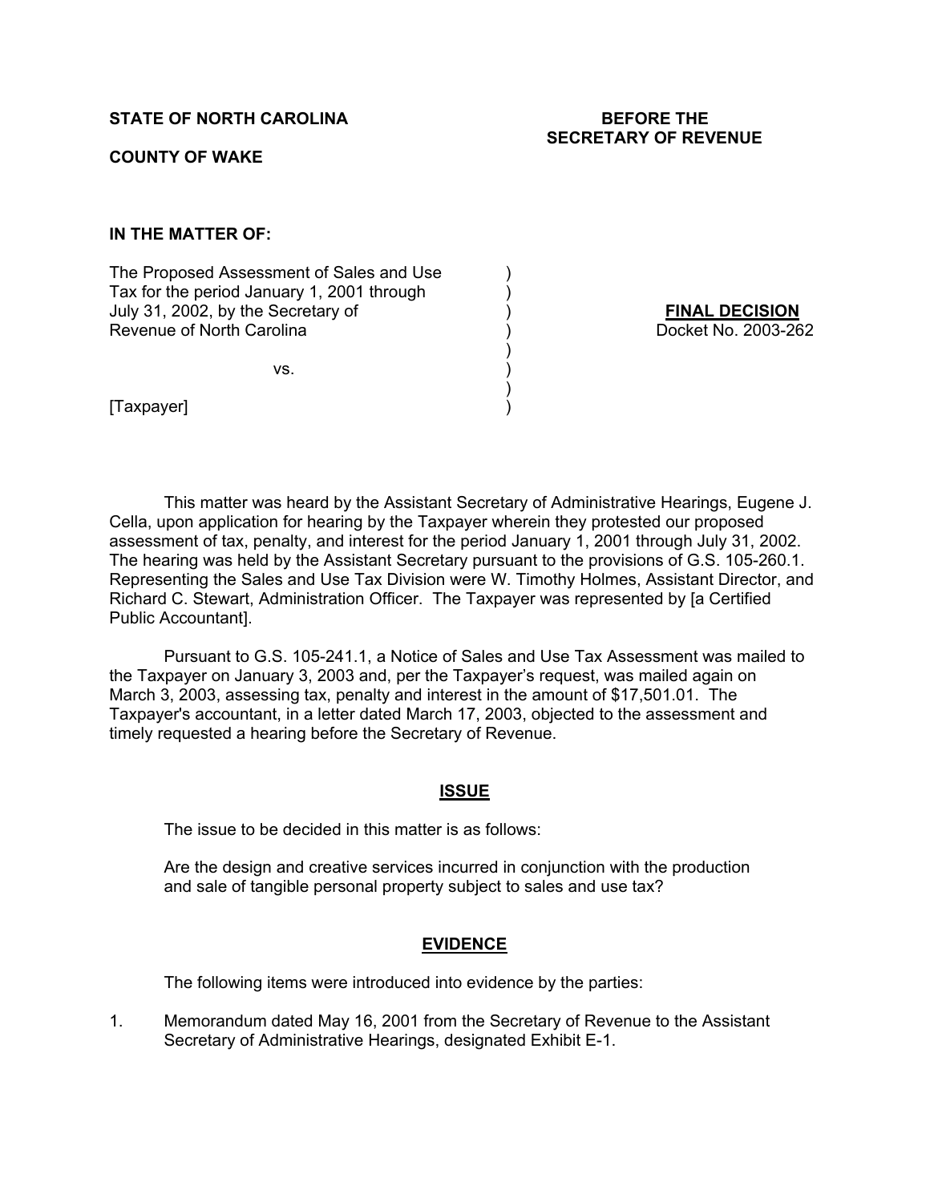**STATE OF NORTH CAROLINA**

**COUNTY OF WAKE**

**BEFORE THE SECRETARY OF REVENUE**

**IN THE MATTER OF:**

The Proposed Assessment of Sales and Use Tax for the period January 1, 2001 through July 31, 2002, by the Secretary of Revenue of North Carolina

vs.

[Taxpayer]

**FINAL DECISION**
Docket No. 2003-262

This matter was heard by the Assistant Secretary of Administrative Hearings, Eugene J. Cella, upon application for hearing by the Taxpayer wherein they protested our proposed assessment of tax, penalty, and interest for the period January 1, 2001 through July 31, 2002. The hearing was held by the Assistant Secretary pursuant to the provisions of G.S. 105-260.1. Representing the Sales and Use Tax Division were W. Timothy Holmes, Assistant Director, and Richard C. Stewart, Administration Officer. The Taxpayer was represented by [a Certified Public Accountant].

Pursuant to G.S. 105-241.1, a Notice of Sales and Use Tax Assessment was mailed to the Taxpayer on January 3, 2003 and, per the Taxpayer's request, was mailed again on March 3, 2003, assessing tax, penalty and interest in the amount of $17,501.01. The Taxpayer's accountant, in a letter dated March 17, 2003, objected to the assessment and timely requested a hearing before the Secretary of Revenue.

## ISSUE

The issue to be decided in this matter is as follows:

Are the design and creative services incurred in conjunction with the production and sale of tangible personal property subject to sales and use tax?

## EVIDENCE

The following items were introduced into evidence by the parties:

1. Memorandum dated May 16, 2001 from the Secretary of Revenue to the Assistant Secretary of Administrative Hearings, designated Exhibit E-1.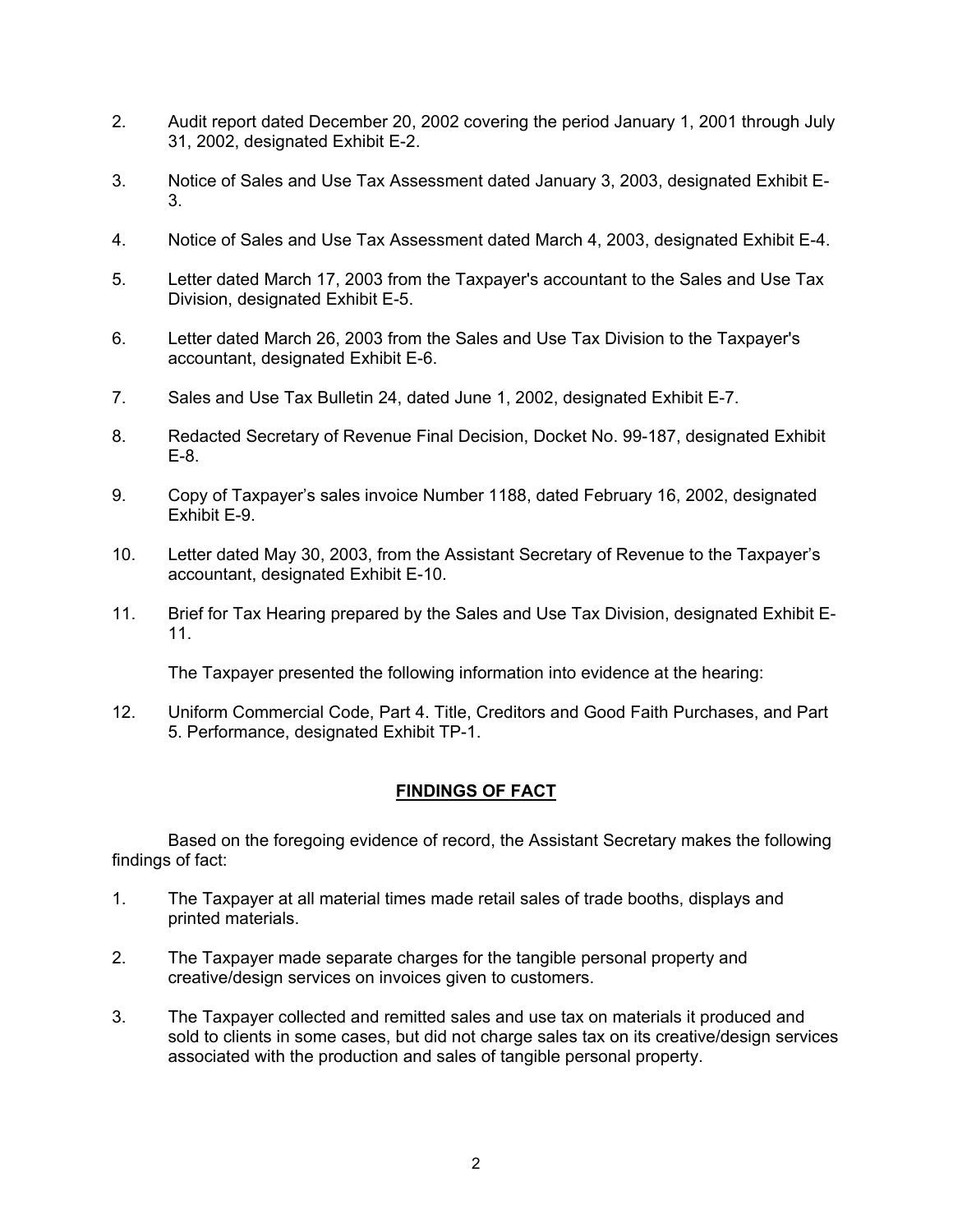2. Audit report dated December 20, 2002 covering the period January 1, 2001 through July 31, 2002, designated Exhibit E-2.

3. Notice of Sales and Use Tax Assessment dated January 3, 2003, designated Exhibit E-3.

4. Notice of Sales and Use Tax Assessment dated March 4, 2003, designated Exhibit E-4.

5. Letter dated March 17, 2003 from the Taxpayer's accountant to the Sales and Use Tax Division, designated Exhibit E-5.

6. Letter dated March 26, 2003 from the Sales and Use Tax Division to the Taxpayer's accountant, designated Exhibit E-6.

7. Sales and Use Tax Bulletin 24, dated June 1, 2002, designated Exhibit E-7.

8. Redacted Secretary of Revenue Final Decision, Docket No. 99-187, designated Exhibit E-8.

9. Copy of Taxpayer's sales invoice Number 1188, dated February 16, 2002, designated Exhibit E-9.

10. Letter dated May 30, 2003, from the Assistant Secretary of Revenue to the Taxpayer's accountant, designated Exhibit E-10.

11. Brief for Tax Hearing prepared by the Sales and Use Tax Division, designated Exhibit E-11.

The Taxpayer presented the following information into evidence at the hearing:

12. Uniform Commercial Code, Part 4. Title, Creditors and Good Faith Purchases, and Part 5. Performance, designated Exhibit TP-1.

## FINDINGS OF FACT

Based on the foregoing evidence of record, the Assistant Secretary makes the following findings of fact:

1. The Taxpayer at all material times made retail sales of trade booths, displays and printed materials.

2. The Taxpayer made separate charges for the tangible personal property and creative/design services on invoices given to customers.

3. The Taxpayer collected and remitted sales and use tax on materials it produced and sold to clients in some cases, but did not charge sales tax on its creative/design services associated with the production and sales of tangible personal property.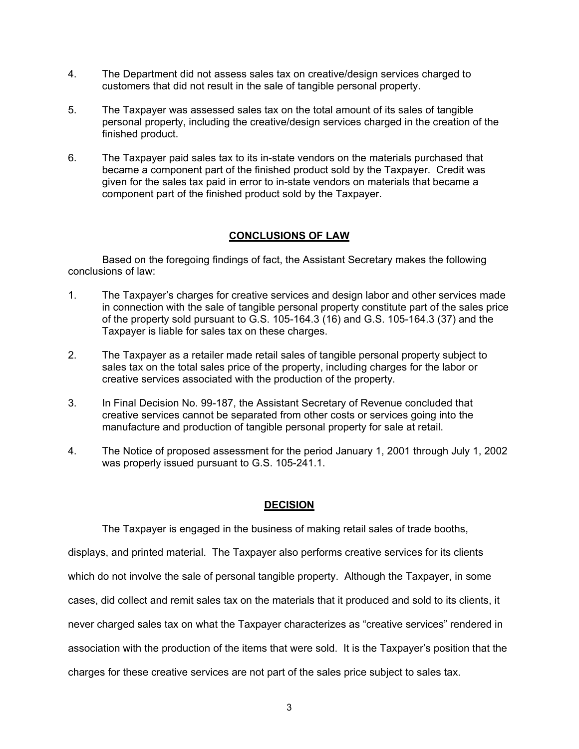4. The Department did not assess sales tax on creative/design services charged to customers that did not result in the sale of tangible personal property.

5. The Taxpayer was assessed sales tax on the total amount of its sales of tangible personal property, including the creative/design services charged in the creation of the finished product.

6. The Taxpayer paid sales tax to its in-state vendors on the materials purchased that became a component part of the finished product sold by the Taxpayer. Credit was given for the sales tax paid in error to in-state vendors on materials that became a component part of the finished product sold by the Taxpayer.

## CONCLUSIONS OF LAW

Based on the foregoing findings of fact, the Assistant Secretary makes the following conclusions of law:

1. The Taxpayer's charges for creative services and design labor and other services made in connection with the sale of tangible personal property constitute part of the sales price of the property sold pursuant to G.S. 105-164.3 (16) and G.S. 105-164.3 (37) and the Taxpayer is liable for sales tax on these charges.

2. The Taxpayer as a retailer made retail sales of tangible personal property subject to sales tax on the total sales price of the property, including charges for the labor or creative services associated with the production of the property.

3. In Final Decision No. 99-187, the Assistant Secretary of Revenue concluded that creative services cannot be separated from other costs or services going into the manufacture and production of tangible personal property for sale at retail.

4. The Notice of proposed assessment for the period January 1, 2001 through July 1, 2002 was properly issued pursuant to G.S. 105-241.1.

## DECISION

The Taxpayer is engaged in the business of making retail sales of trade booths, displays, and printed material. The Taxpayer also performs creative services for its clients which do not involve the sale of personal tangible property. Although the Taxpayer, in some cases, did collect and remit sales tax on the materials that it produced and sold to its clients, it never charged sales tax on what the Taxpayer characterizes as "creative services" rendered in association with the production of the items that were sold. It is the Taxpayer's position that the charges for these creative services are not part of the sales price subject to sales tax.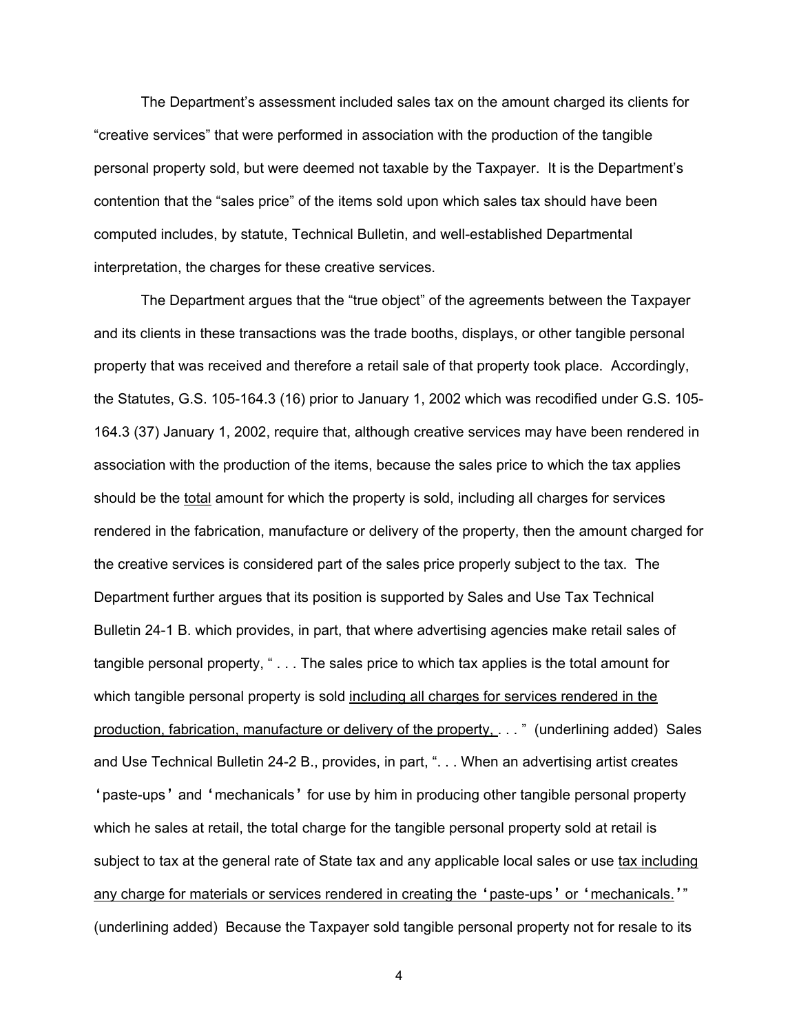The Department's assessment included sales tax on the amount charged its clients for "creative services" that were performed in association with the production of the tangible personal property sold, but were deemed not taxable by the Taxpayer. It is the Department's contention that the "sales price" of the items sold upon which sales tax should have been computed includes, by statute, Technical Bulletin, and well-established Departmental interpretation, the charges for these creative services.

The Department argues that the "true object" of the agreements between the Taxpayer and its clients in these transactions was the trade booths, displays, or other tangible personal property that was received and therefore a retail sale of that property took place. Accordingly, the Statutes, G.S. 105-164.3 (16) prior to January 1, 2002 which was recodified under G.S. 105-164.3 (37) January 1, 2002, require that, although creative services may have been rendered in association with the production of the items, because the sales price to which the tax applies should be the <u>total</u> amount for which the property is sold, including all charges for services rendered in the fabrication, manufacture or delivery of the property, then the amount charged for the creative services is considered part of the sales price properly subject to the tax. The Department further argues that its position is supported by Sales and Use Tax Technical Bulletin 24-1 B. which provides, in part, that where advertising agencies make retail sales of tangible personal property, " . . . The sales price to which tax applies is the total amount for which tangible personal property is sold <u>including all charges for services rendered in the production, fabrication, manufacture or delivery of the property, </u>. . . " (underlining added) Sales and Use Technical Bulletin 24-2 B., provides, in part, ". . . When an advertising artist creates 'paste-ups' and 'mechanicals' for use by him in producing other tangible personal property which he sales at retail, the total charge for the tangible personal property sold at retail is subject to tax at the general rate of State tax and any applicable local sales or use <u>tax including any charge for materials or services rendered in creating the 'paste-ups' or 'mechanicals.'</u>" (underlining added) Because the Taxpayer sold tangible personal property not for resale to its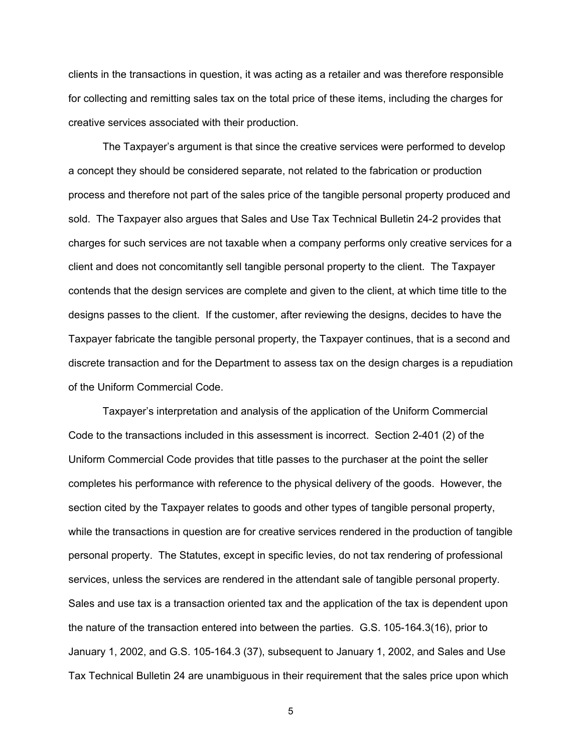clients in the transactions in question, it was acting as a retailer and was therefore responsible for collecting and remitting sales tax on the total price of these items, including the charges for creative services associated with their production.

The Taxpayer's argument is that since the creative services were performed to develop a concept they should be considered separate, not related to the fabrication or production process and therefore not part of the sales price of the tangible personal property produced and sold. The Taxpayer also argues that Sales and Use Tax Technical Bulletin 24-2 provides that charges for such services are not taxable when a company performs only creative services for a client and does not concomitantly sell tangible personal property to the client. The Taxpayer contends that the design services are complete and given to the client, at which time title to the designs passes to the client. If the customer, after reviewing the designs, decides to have the Taxpayer fabricate the tangible personal property, the Taxpayer continues, that is a second and discrete transaction and for the Department to assess tax on the design charges is a repudiation of the Uniform Commercial Code.

Taxpayer's interpretation and analysis of the application of the Uniform Commercial Code to the transactions included in this assessment is incorrect. Section 2-401 (2) of the Uniform Commercial Code provides that title passes to the purchaser at the point the seller completes his performance with reference to the physical delivery of the goods. However, the section cited by the Taxpayer relates to goods and other types of tangible personal property, while the transactions in question are for creative services rendered in the production of tangible personal property. The Statutes, except in specific levies, do not tax rendering of professional services, unless the services are rendered in the attendant sale of tangible personal property. Sales and use tax is a transaction oriented tax and the application of the tax is dependent upon the nature of the transaction entered into between the parties. G.S. 105-164.3(16), prior to January 1, 2002, and G.S. 105-164.3 (37), subsequent to January 1, 2002, and Sales and Use Tax Technical Bulletin 24 are unambiguous in their requirement that the sales price upon which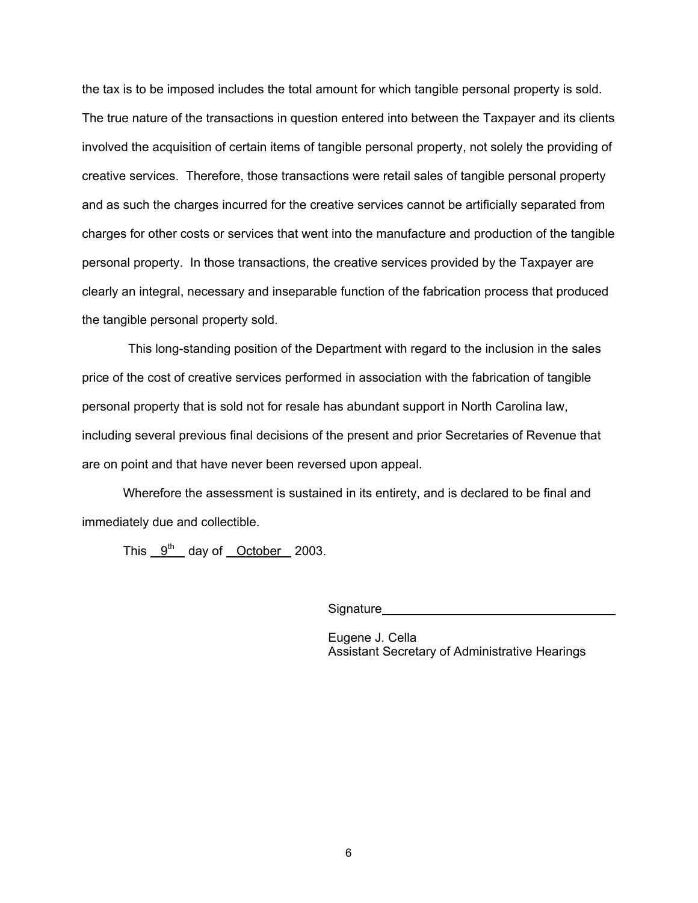the tax is to be imposed includes the total amount for which tangible personal property is sold. The true nature of the transactions in question entered into between the Taxpayer and its clients involved the acquisition of certain items of tangible personal property, not solely the providing of creative services. Therefore, those transactions were retail sales of tangible personal property and as such the charges incurred for the creative services cannot be artificially separated from charges for other costs or services that went into the manufacture and production of the tangible personal property. In those transactions, the creative services provided by the Taxpayer are clearly an integral, necessary and inseparable function of the fabrication process that produced the tangible personal property sold.

This long-standing position of the Department with regard to the inclusion in the sales price of the cost of creative services performed in association with the fabrication of tangible personal property that is sold not for resale has abundant support in North Carolina law, including several previous final decisions of the present and prior Secretaries of Revenue that are on point and that have never been reversed upon appeal.

Wherefore the assessment is sustained in its entirety, and is declared to be final and immediately due and collectible.

This 9th day of October 2003.

Signature\_\_\_\_\_\_\_\_\_\_\_\_\_\_\_\_\_\_\_\_\_\_\_\_\_\_\_\_\_\_

Eugene J. Cella
Assistant Secretary of Administrative Hearings